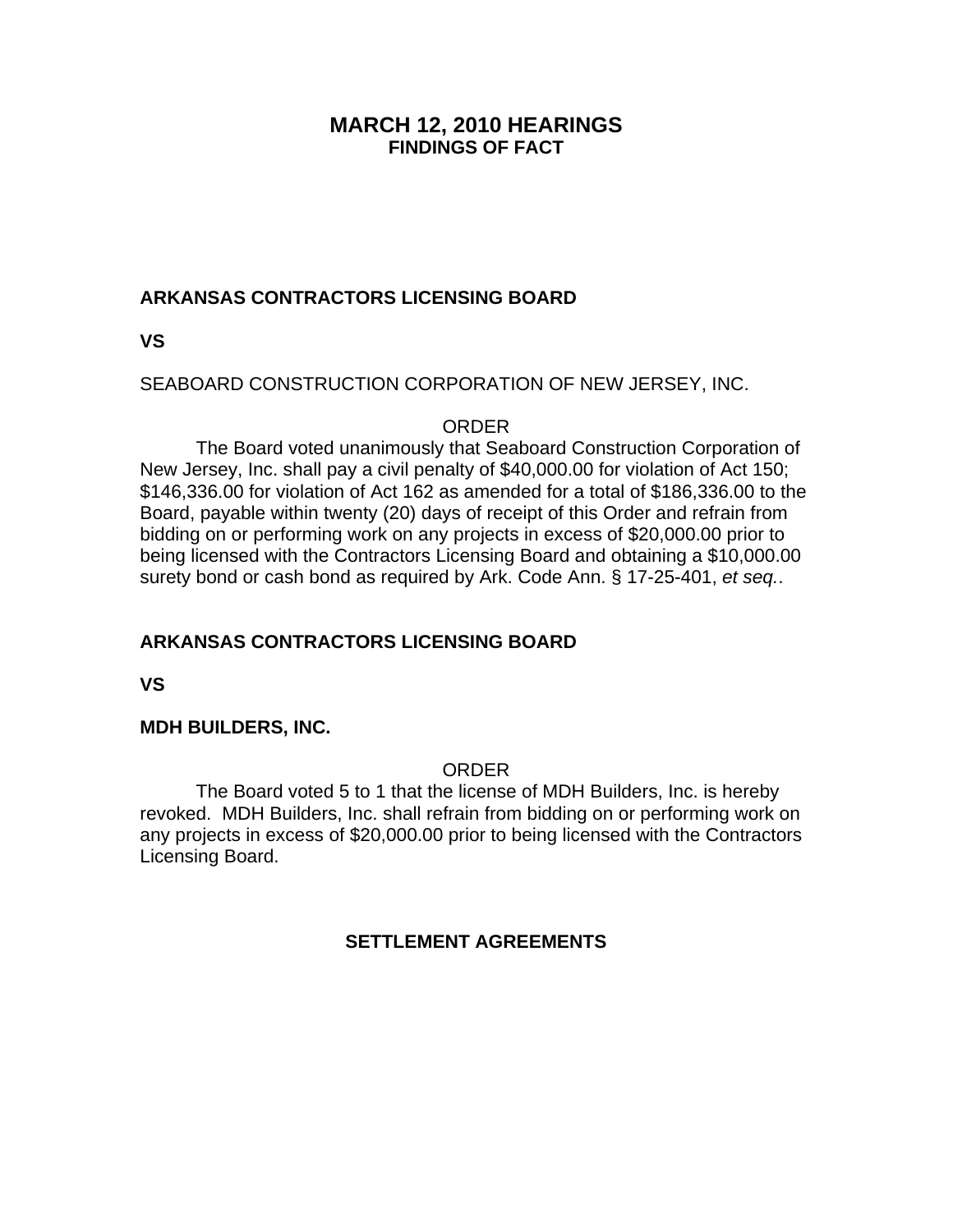# MARCH 12, 2010 HEARINGS
## FINDINGS OF FACT

**ARKANSAS CONTRACTORS LICENSING BOARD**

**VS**

SEABOARD CONSTRUCTION CORPORATION OF NEW JERSEY, INC.

ORDER

The Board voted unanimously that Seaboard Construction Corporation of New Jersey, Inc. shall pay a civil penalty of $40,000.00 for violation of Act 150; $146,336.00 for violation of Act 162 as amended for a total of $186,336.00 to the Board, payable within twenty (20) days of receipt of this Order and refrain from bidding on or performing work on any projects in excess of $20,000.00 prior to being licensed with the Contractors Licensing Board and obtaining a $10,000.00 surety bond or cash bond as required by Ark. Code Ann. § 17-25-401, *et seq.*.

**ARKANSAS CONTRACTORS LICENSING BOARD**

**VS**

**MDH BUILDERS, INC.**

ORDER

The Board voted 5 to 1 that the license of MDH Builders, Inc. is hereby revoked. MDH Builders, Inc. shall refrain from bidding on or performing work on any projects in excess of $20,000.00 prior to being licensed with the Contractors Licensing Board.

## SETTLEMENT AGREEMENTS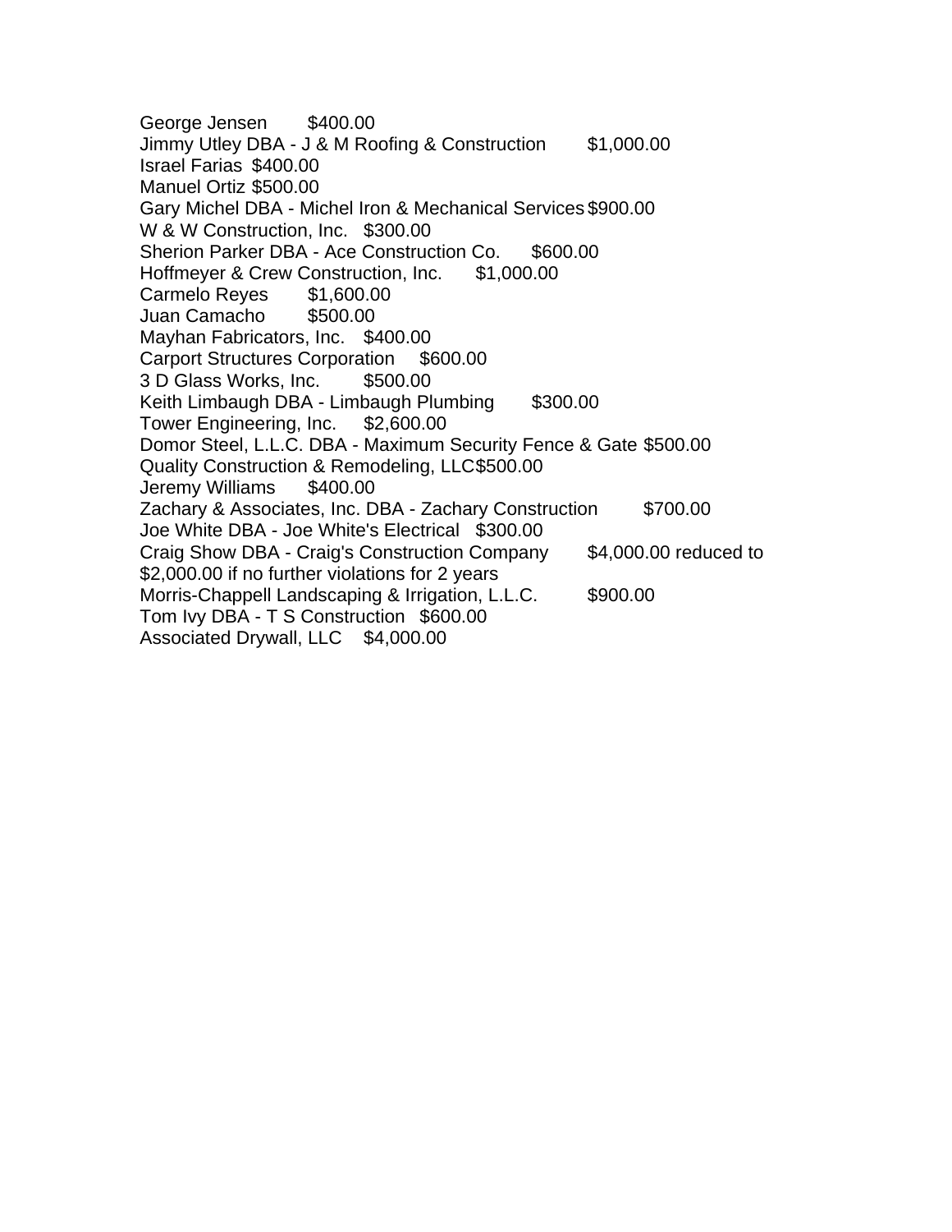George Jensen $400.00
Jimmy Utley DBA - J & M Roofing & Construction $1,000.00
Israel Farias $400.00
Manuel Ortiz $500.00
Gary Michel DBA - Michel Iron & Mechanical Services $900.00
W & W Construction, Inc. $300.00
Sherion Parker DBA - Ace Construction Co. $600.00
Hoffmeyer & Crew Construction, Inc. $1,000.00
Carmelo Reyes $1,600.00
Juan Camacho $500.00
Mayhan Fabricators, Inc. $400.00
Carport Structures Corporation $600.00
3 D Glass Works, Inc. $500.00
Keith Limbaugh DBA - Limbaugh Plumbing $300.00
Tower Engineering, Inc. $2,600.00
Domor Steel, L.L.C. DBA - Maximum Security Fence & Gate $500.00
Quality Construction & Remodeling, LLC $500.00
Jeremy Williams $400.00
Zachary & Associates, Inc. DBA - Zachary Construction $700.00
Joe White DBA - Joe White's Electrical $300.00
Craig Show DBA - Craig's Construction Company $4,000.00 reduced to $2,000.00 if no further violations for 2 years
Morris-Chappell Landscaping & Irrigation, L.L.C. $900.00
Tom Ivy DBA - T S Construction $600.00
Associated Drywall, LLC $4,000.00